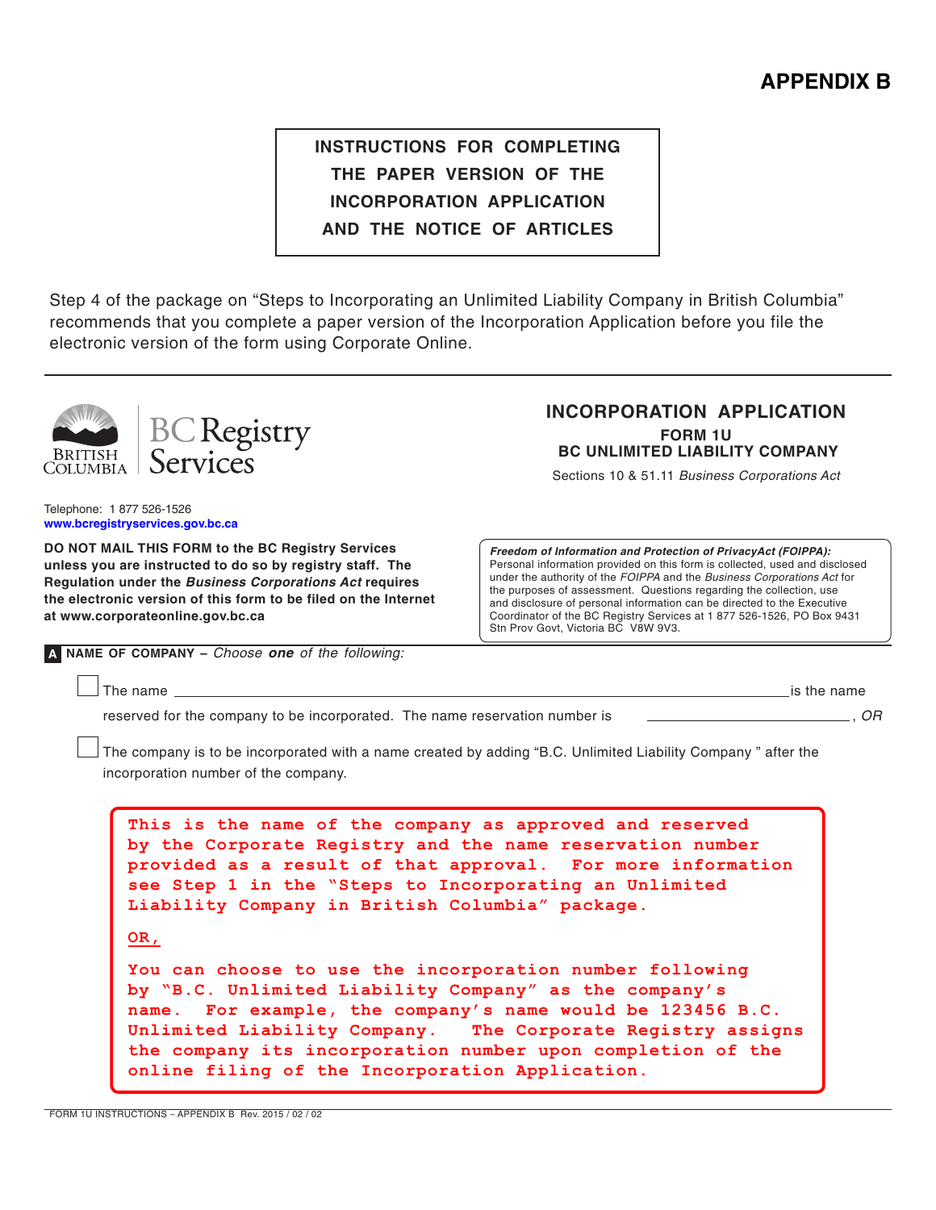# APPENDIX B

**INSTRUCTIONS FOR COMPLETING THE PAPER VERSION OF THE INCORPORATION APPLICATION AND THE NOTICE OF ARTICLES**

Step 4 of the package on "Steps to Incorporating an Unlimited Liability Company in British Columbia" recommends that you complete a paper version of the Incorporation Application before you file the electronic version of the form using Corporate Online.

---

BRITISH COLUMBIA | BC Registry Services

## INCORPORATION APPLICATION

**FORM 1U**
**BC UNLIMITED LIABILITY COMPANY**

Sections 10 & 51.11 *Business Corporations Act*

Telephone: 1 877 526-1526
www.bcregistryservices.gov.bc.ca

**DO NOT MAIL THIS FORM to the BC Registry Services unless you are instructed to do so by registry staff. The Regulation under the *Business Corporations Act* requires the electronic version of this form to be filed on the Internet at www.corporateonline.gov.bc.ca**

***Freedom of Information and Protection of PrivacyAct (FOIPPA):*** Personal information provided on this form is collected, used and disclosed under the authority of the *FOIPPA* and the *Business Corporations Act* for the purposes of assessment. Questions regarding the collection, use and disclosure of personal information can be directed to the Executive Coordinator of the BC Registry Services at 1 877 526-1526, PO Box 9431 Stn Prov Govt, Victoria BC V8W 9V3.

**A NAME OF COMPANY** – *Choose **one** of the following:*

☐ The name \_\_\_\_\_\_\_\_\_\_\_\_\_\_\_\_\_\_\_\_\_\_\_\_\_\_\_\_\_\_\_\_\_\_\_\_\_\_\_\_ is the name reserved for the company to be incorporated. The name reservation number is \_\_\_\_\_\_\_\_\_\_\_\_\_\_\_\_\_\_, *OR*

☐ The company is to be incorporated with a name created by adding "B.C. Unlimited Liability Company" after the incorporation number of the company.

> This is the name of the company as approved and reserved by the Corporate Registry and the name reservation number provided as a result of that approval. For more information see Step 1 in the "Steps to Incorporating an Unlimited Liability Company in British Columbia" package.
>
> OR,
>
> You can choose to use the incorporation number following by "B.C. Unlimited Liability Company" as the company's name. For example, the company's name would be 123456 B.C. Unlimited Liability Company. The Corporate Registry assigns the company its incorporation number upon completion of the online filing of the Incorporation Application.

FORM 1U INSTRUCTIONS – APPENDIX B Rev. 2015 / 02 / 02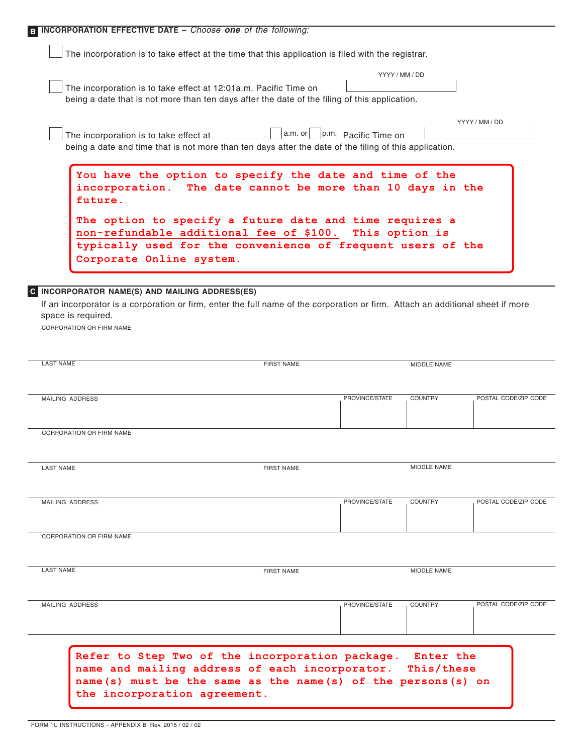## B INCORPORATION EFFECTIVE DATE – *Choose **one** of the following:*

☐ The incorporation is to take effect at the time that this application is filed with the registrar.

☐ The incorporation is to take effect at 12:01a.m. Pacific Time on ____________ (YYYY / MM / DD) being a date that is not more than ten days after the date of the filing of this application.

☐ The incorporation is to take effect at __________ ☐ a.m. or ☐ p.m. Pacific Time on ____________ (YYYY / MM / DD) being a date and time that is not more than ten days after the date of the filing of this application.

> **You have the option to specify the date and time of the incorporation. The date cannot be more than 10 days in the future.**
>
> **The option to specify a future date and time requires a non-refundable additional fee of $100. This option is typically used for the convenience of frequent users of the Corporate Online system.**

## C INCORPORATOR NAME(S) AND MAILING ADDRESS(ES)

If an incorporator is a corporation or firm, enter the full name of the corporation or firm. Attach an additional sheet if more space is required.

| CORPORATION OR FIRM NAME | | | |
|---|---|---|---|
| LAST NAME | FIRST NAME | MIDDLE NAME | |
| MAILING ADDRESS | PROVINCE/STATE | COUNTRY | POSTAL CODE/ZIP CODE |
| | | | |

| CORPORATION OR FIRM NAME | | | |
|---|---|---|---|
| LAST NAME | FIRST NAME | MIDDLE NAME | |
| MAILING ADDRESS | PROVINCE/STATE | COUNTRY | POSTAL CODE/ZIP CODE |
| | | | |

| CORPORATION OR FIRM NAME | | | |
|---|---|---|---|
| LAST NAME | FIRST NAME | MIDDLE NAME | |
| MAILING ADDRESS | PROVINCE/STATE | COUNTRY | POSTAL CODE/ZIP CODE |
| | | | |

> **Refer to Step Two of the incorporation package. Enter the name and mailing address of each incorporator. This/these name(s) must be the same as the name(s) of the persons(s) on the incorporation agreement.**

FORM 1U INSTRUCTIONS – APPENDIX B Rev. 2015 / 02 / 02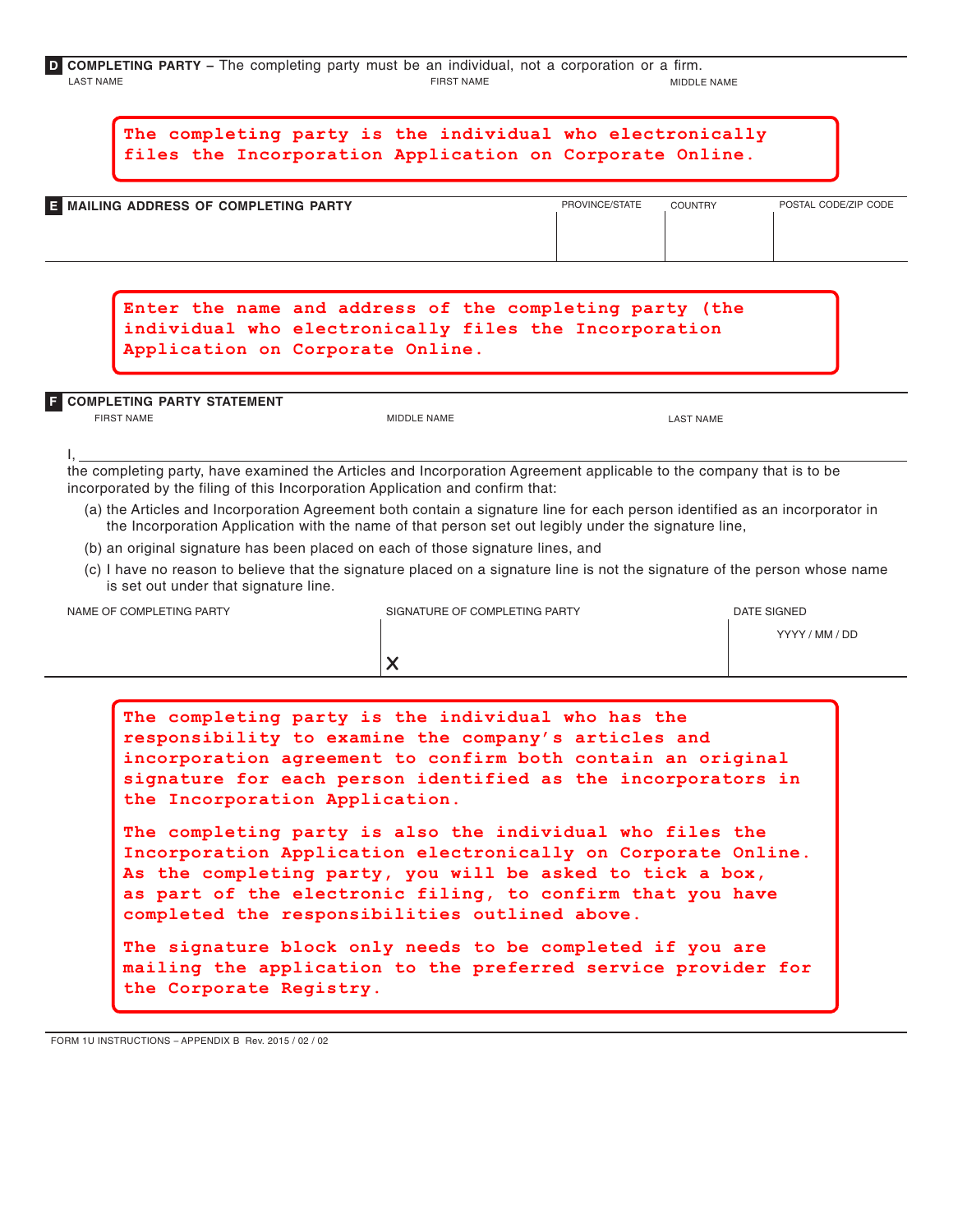**D COMPLETING PARTY** – The completing party must be an individual, not a corporation or a firm.

| LAST NAME | FIRST NAME | MIDDLE NAME |
|---|---|---|
| | | |

**The completing party is the individual who electronically files the Incorporation Application on Corporate Online.**

**E MAILING ADDRESS OF COMPLETING PARTY**

| MAILING ADDRESS OF COMPLETING PARTY | PROVINCE/STATE | COUNTRY | POSTAL CODE/ZIP CODE |
|---|---|---|---|
| | | | |

**Enter the name and address of the completing party (the individual who electronically files the Incorporation Application on Corporate Online.**

**F COMPLETING PARTY STATEMENT**

| FIRST NAME | MIDDLE NAME | LAST NAME |
|---|---|---|
| I, | | |

the completing party, have examined the Articles and Incorporation Agreement applicable to the company that is to be incorporated by the filing of this Incorporation Application and confirm that:

(a) the Articles and Incorporation Agreement both contain a signature line for each person identified as an incorporator in the Incorporation Application with the name of that person set out legibly under the signature line,

(b) an original signature has been placed on each of those signature lines, and

(c) I have no reason to believe that the signature placed on a signature line is not the signature of the person whose name is set out under that signature line.

| NAME OF COMPLETING PARTY | SIGNATURE OF COMPLETING PARTY | DATE SIGNED |
|---|---|---|
| | X | YYYY / MM / DD |

**The completing party is the individual who has the responsibility to examine the company's articles and incorporation agreement to confirm both contain an original signature for each person identified as the incorporators in the Incorporation Application.**

**The completing party is also the individual who files the Incorporation Application electronically on Corporate Online. As the completing party, you will be asked to tick a box, as part of the electronic filing, to confirm that you have completed the responsibilities outlined above.**

**The signature block only needs to be completed if you are mailing the application to the preferred service provider for the Corporate Registry.**

FORM 1U INSTRUCTIONS – APPENDIX B Rev. 2015 / 02 / 02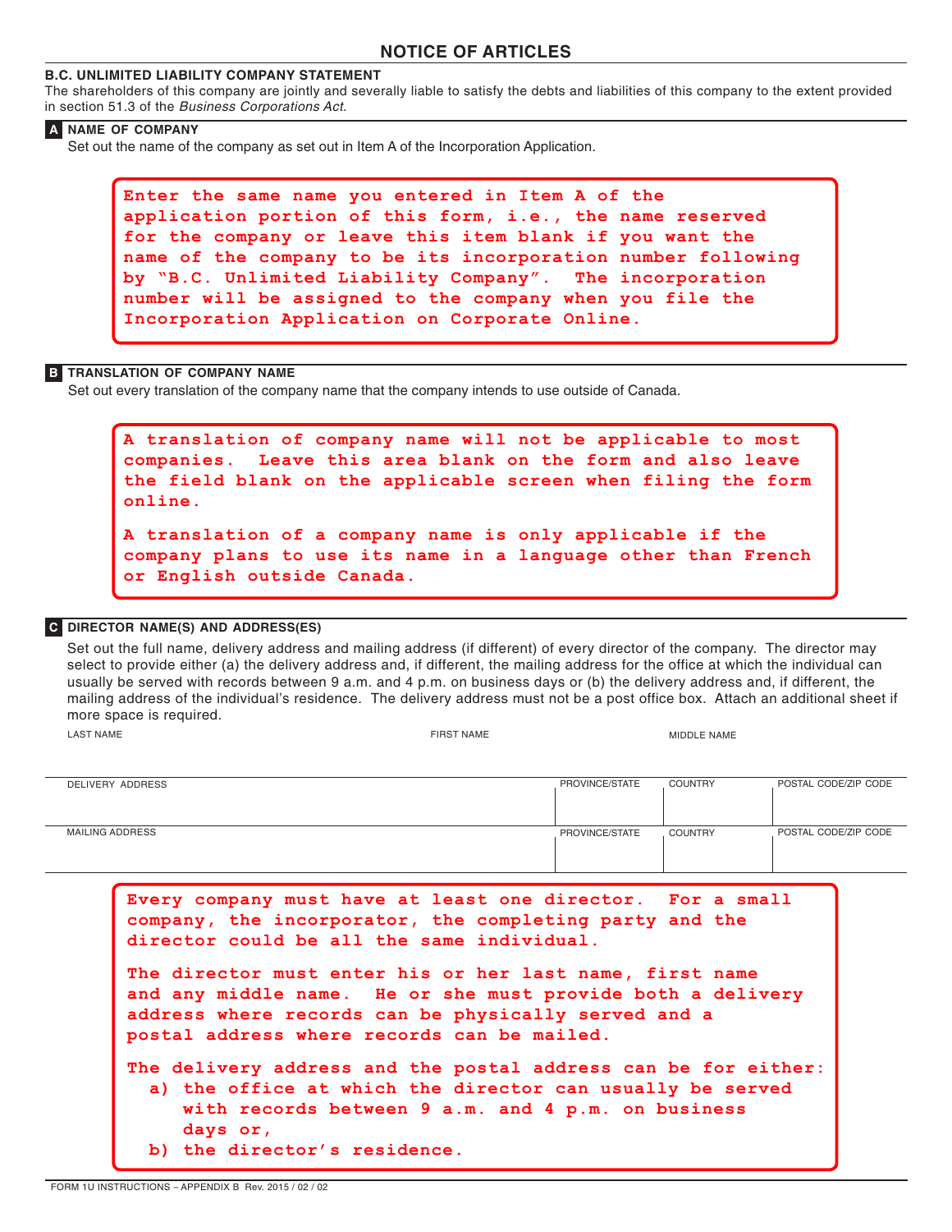# NOTICE OF ARTICLES

**B.C. UNLIMITED LIABILITY COMPANY STATEMENT**

The shareholders of this company are jointly and severally liable to satisfy the debts and liabilities of this company to the extent provided in section 51.3 of the *Business Corporations Act*.

## A NAME OF COMPANY

Set out the name of the company as set out in Item A of the Incorporation Application.

> Enter the same name you entered in Item A of the application portion of this form, i.e., the name reserved for the company or leave this item blank if you want the name of the company to be its incorporation number following by "B.C. Unlimited Liability Company". The incorporation number will be assigned to the company when you file the Incorporation Application on Corporate Online.

## B TRANSLATION OF COMPANY NAME

Set out every translation of the company name that the company intends to use outside of Canada.

> A translation of company name will not be applicable to most companies. Leave this area blank on the form and also leave the field blank on the applicable screen when filing the form online.
>
> A translation of a company name is only applicable if the company plans to use its name in a language other than French or English outside Canada.

## C DIRECTOR NAME(S) AND ADDRESS(ES)

Set out the full name, delivery address and mailing address (if different) of every director of the company. The director may select to provide either (a) the delivery address and, if different, the mailing address for the office at which the individual can usually be served with records between 9 a.m. and 4 p.m. on business days or (b) the delivery address and, if different, the mailing address of the individual's residence. The delivery address must not be a post office box. Attach an additional sheet if more space is required.

| LAST NAME | FIRST NAME | MIDDLE NAME | |
|---|---|---|---|
| | | | |
| DELIVERY ADDRESS | PROVINCE/STATE | COUNTRY | POSTAL CODE/ZIP CODE |
| | | | |
| MAILING ADDRESS | PROVINCE/STATE | COUNTRY | POSTAL CODE/ZIP CODE |
| | | | |

> Every company must have at least one director. For a small company, the incorporator, the completing party and the director could be all the same individual.
>
> The director must enter his or her last name, first name and any middle name. He or she must provide both a delivery address where records can be physically served and a postal address where records can be mailed.
>
> The delivery address and the postal address can be for either:
>
> a) the office at which the director can usually be served with records between 9 a.m. and 4 p.m. on business days or,
>
> b) the director's residence.

FORM 1U INSTRUCTIONS – APPENDIX B Rev. 2015 / 02 / 02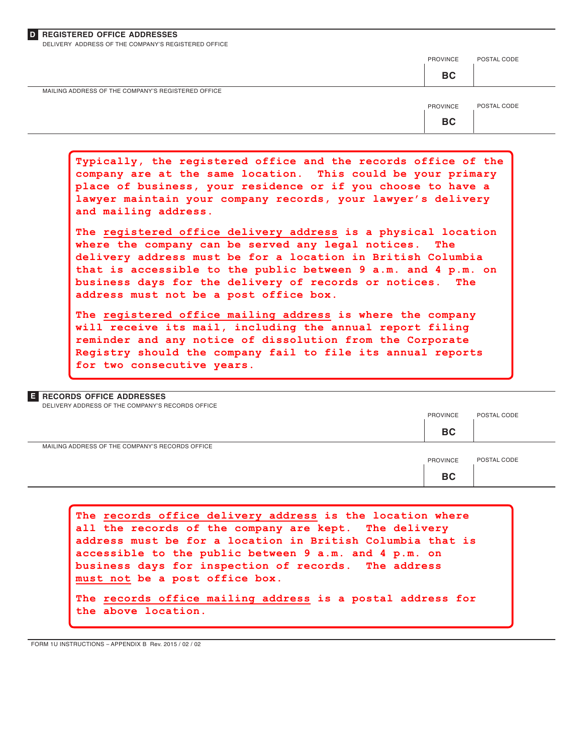## D REGISTERED OFFICE ADDRESSES

DELIVERY ADDRESS OF THE COMPANY'S REGISTERED OFFICE

| | PROVINCE | POSTAL CODE |
|---|---|---|
| | **BC** | |

MAILING ADDRESS OF THE COMPANY'S REGISTERED OFFICE

| | PROVINCE | POSTAL CODE |
|---|---|---|
| | **BC** | |

> **Typically, the registered office and the records office of the company are at the same location. This could be your primary place of business, your residence or if you choose to have a lawyer maintain your company records, your lawyer's delivery and mailing address.**
>
> **The <u>registered office delivery address</u> is a physical location where the company can be served any legal notices. The delivery address must be for a location in British Columbia that is accessible to the public between 9 a.m. and 4 p.m. on business days for the delivery of records or notices. The address must not be a post office box.**
>
> **The <u>registered office mailing address</u> is where the company will receive its mail, including the annual report filing reminder and any notice of dissolution from the Corporate Registry should the company fail to file its annual reports for two consecutive years.**

## E RECORDS OFFICE ADDRESSES

DELIVERY ADDRESS OF THE COMPANY'S RECORDS OFFICE

| | PROVINCE | POSTAL CODE |
|---|---|---|
| | **BC** | |

MAILING ADDRESS OF THE COMPANY'S RECORDS OFFICE

| | PROVINCE | POSTAL CODE |
|---|---|---|
| | **BC** | |

> **The <u>records office delivery address</u> is the location where all the records of the company are kept. The delivery address must be for a location in British Columbia that is accessible to the public between 9 a.m. and 4 p.m. on business days for inspection of records. The address <u>must not</u> be a post office box.**
>
> **The <u>records office mailing address</u> is a postal address for the above location.**

FORM 1U INSTRUCTIONS – APPENDIX B Rev. 2015 / 02 / 02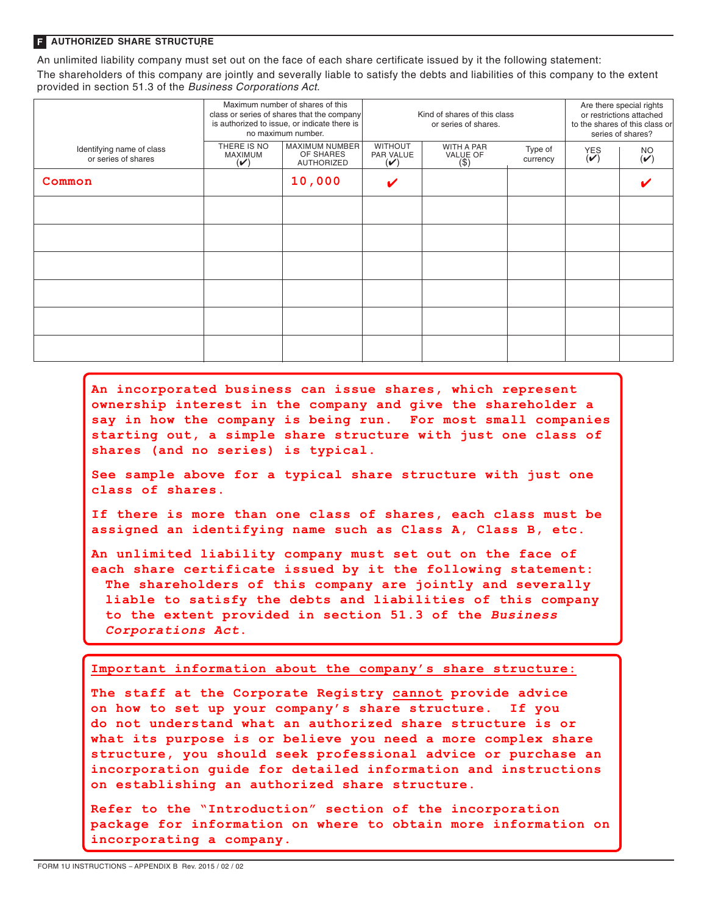## F AUTHORIZED SHARE STRUCTURE

An unlimited liability company must set out on the face of each share certificate issued by it the following statement:
The shareholders of this company are jointly and severally liable to satisfy the debts and liabilities of this company to the extent provided in section 51.3 of the *Business Corporations Act*.

| Identifying name of class or series of shares | Maximum number of shares of this class or series of shares that the company is authorized to issue, or indicate there is no maximum number. | | Kind of shares of this class or series of shares. | | | Are there special rights or restrictions attached to the shares of this class or series of shares? | |
|---|---|---|---|---|---|---|---|
| | THERE IS NO MAXIMUM (✔) | MAXIMUM NUMBER OF SHARES AUTHORIZED | WITHOUT PAR VALUE (✔) | WITH A PAR VALUE OF ($) | Type of currency | YES (✔) | NO (✔) |
| Common | | 10,000 | ✔ | | | | ✔ |
| | | | | | | | |
| | | | | | | | |
| | | | | | | | |
| | | | | | | | |
| | | | | | | | |
| | | | | | | | |

**An incorporated business can issue shares, which represent ownership interest in the company and give the shareholder a say in how the company is being run. For most small companies starting out, a simple share structure with just one class of shares (and no series) is typical.**

**See sample above for a typical share structure with just one class of shares.**

**If there is more than one class of shares, each class must be assigned an identifying name such as Class A, Class B, etc.**

**An unlimited liability company must set out on the face of each share certificate issued by it the following statement:**
**The shareholders of this company are jointly and severally liable to satisfy the debts and liabilities of this company to the extent provided in section 51.3 of the *Business Corporations Act*.**

**Important information about the company's share structure:**

**The staff at the Corporate Registry cannot provide advice on how to set up your company's share structure. If you do not understand what an authorized share structure is or what its purpose is or believe you need a more complex share structure, you should seek professional advice or purchase an incorporation guide for detailed information and instructions on establishing an authorized share structure.**

**Refer to the "Introduction" section of the incorporation package for information on where to obtain more information on incorporating a company.**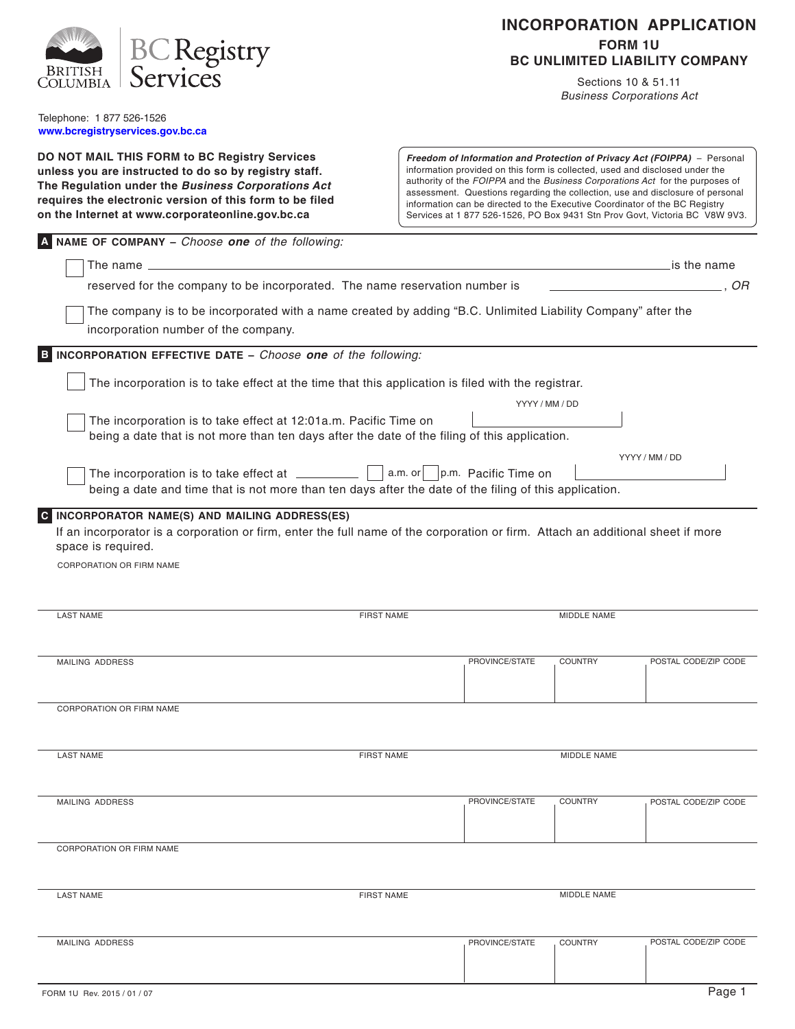# INCORPORATION APPLICATION

## FORM 1U
## BC UNLIMITED LIABILITY COMPANY

Sections 10 & 51.11
*Business Corporations Act*

BC Registry Services

Telephone: 1 877 526-1526
www.bcregistryservices.gov.bc.ca

**DO NOT MAIL THIS FORM to BC Registry Services unless you are instructed to do so by registry staff. The Regulation under the *Business Corporations Act* requires the electronic version of this form to be filed on the Internet at www.corporateonline.gov.bc.ca**

***Freedom of Information and Protection of Privacy Act (FOIPPA)*** – Personal information provided on this form is collected, used and disclosed under the authority of the *FOIPPA* and the *Business Corporations Act* for the purposes of assessment. Questions regarding the collection, use and disclosure of personal information can be directed to the Executive Coordinator of the BC Registry Services at 1 877 526-1526, PO Box 9431 Stn Prov Govt, Victoria BC V8W 9V3.

### A NAME OF COMPANY – *Choose **one** of the following:*

☐ The name ______________________________ is the name reserved for the company to be incorporated. The name reservation number is ______________, *OR*

☐ The company is to be incorporated with a name created by adding "B.C. Unlimited Liability Company" after the incorporation number of the company.

### B INCORPORATION EFFECTIVE DATE – *Choose **one** of the following:*

☐ The incorporation is to take effect at the time that this application is filed with the registrar.

☐ The incorporation is to take effect at 12:01a.m. Pacific Time on ______________ (YYYY / MM / DD) being a date that is not more than ten days after the date of the filing of this application.

☐ The incorporation is to take effect at __________ ☐ a.m. or ☐ p.m. Pacific Time on ______________ (YYYY / MM / DD) being a date and time that is not more than ten days after the date of the filing of this application.

### C INCORPORATOR NAME(S) AND MAILING ADDRESS(ES)

If an incorporator is a corporation or firm, enter the full name of the corporation or firm. Attach an additional sheet if more space is required.

| CORPORATION OR FIRM NAME | | | | |
|---|---|---|---|---|
| LAST NAME | FIRST NAME | | MIDDLE NAME | |
| MAILING ADDRESS | PROVINCE/STATE | COUNTRY | POSTAL CODE/ZIP CODE | |

| CORPORATION OR FIRM NAME | | | | |
|---|---|---|---|---|
| LAST NAME | FIRST NAME | | MIDDLE NAME | |
| MAILING ADDRESS | PROVINCE/STATE | COUNTRY | POSTAL CODE/ZIP CODE | |

| CORPORATION OR FIRM NAME | | | | |
|---|---|---|---|---|
| LAST NAME | FIRST NAME | | MIDDLE NAME | |
| MAILING ADDRESS | PROVINCE/STATE | COUNTRY | POSTAL CODE/ZIP CODE | |

FORM 1U Rev. 2015 / 01 / 07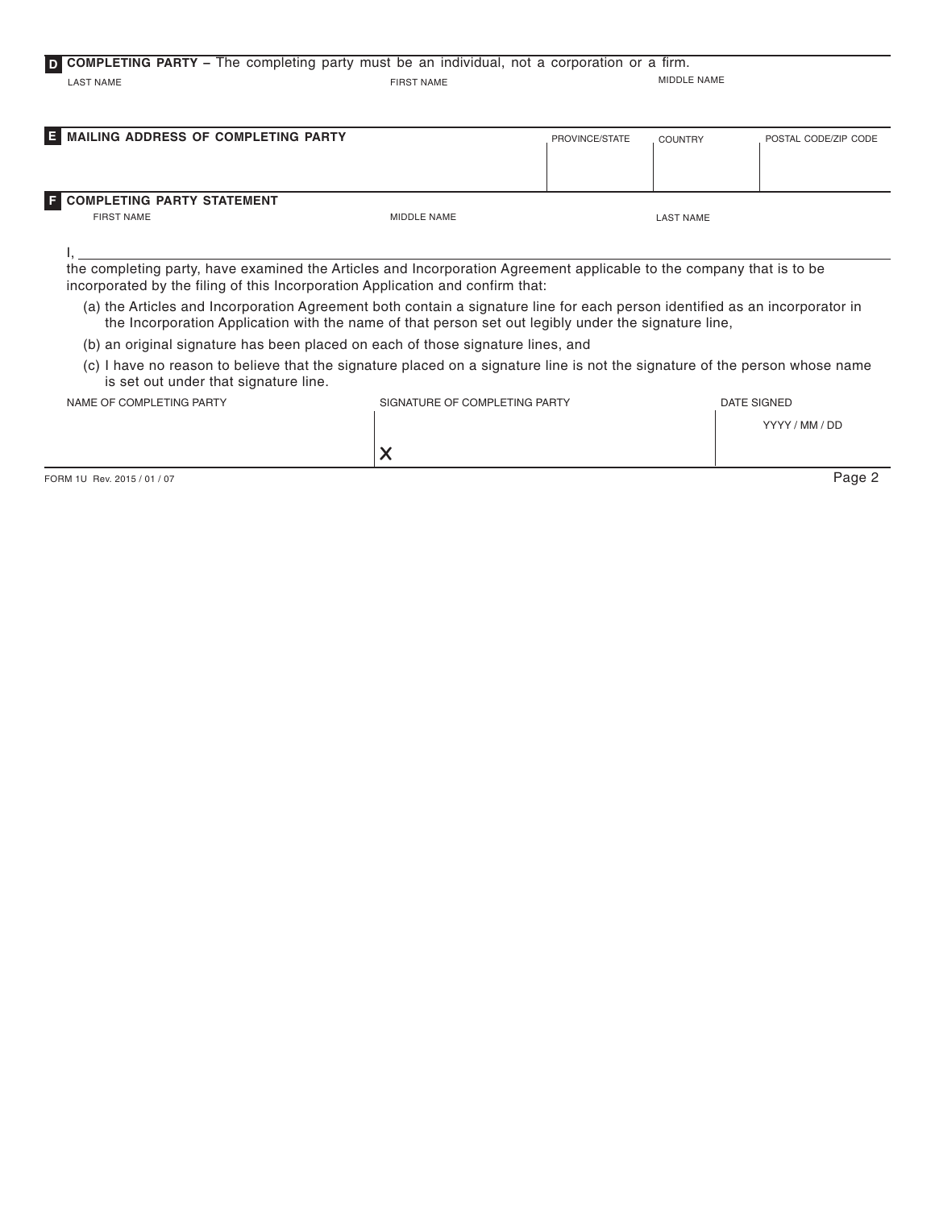**D COMPLETING PARTY –** The completing party must be an individual, not a corporation or a firm.

| LAST NAME | FIRST NAME | MIDDLE NAME |
| --- | --- | --- |
| | | |

**E MAILING ADDRESS OF COMPLETING PARTY**

| MAILING ADDRESS OF COMPLETING PARTY | PROVINCE/STATE | COUNTRY | POSTAL CODE/ZIP CODE |
| --- | --- | --- | --- |
| | | | |

**F COMPLETING PARTY STATEMENT**

| FIRST NAME | MIDDLE NAME | LAST NAME |
| --- | --- | --- |
| | | |

I, ______________________________________________

the completing party, have examined the Articles and Incorporation Agreement applicable to the company that is to be incorporated by the filing of this Incorporation Application and confirm that:

(a) the Articles and Incorporation Agreement both contain a signature line for each person identified as an incorporator in the Incorporation Application with the name of that person set out legibly under the signature line,

(b) an original signature has been placed on each of those signature lines, and

(c) I have no reason to believe that the signature placed on a signature line is not the signature of the person whose name is set out under that signature line.

| NAME OF COMPLETING PARTY | SIGNATURE OF COMPLETING PARTY | DATE SIGNED |
| --- | --- | --- |
| | X | YYYY / MM / DD |

FORM 1U Rev. 2015 / 01 / 07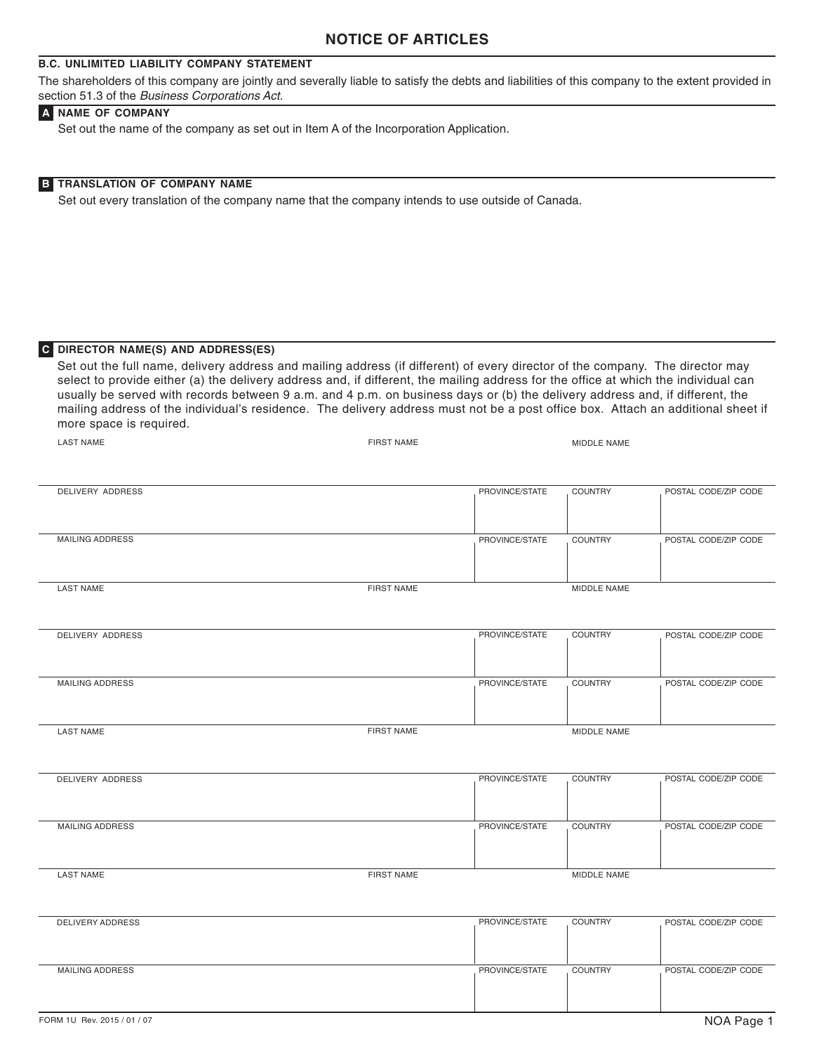# NOTICE OF ARTICLES

**B.C. UNLIMITED LIABILITY COMPANY STATEMENT**

The shareholders of this company are jointly and severally liable to satisfy the debts and liabilities of this company to the extent provided in section 51.3 of the *Business Corporations Act*.

**A NAME OF COMPANY**

Set out the name of the company as set out in Item A of the Incorporation Application.

**B TRANSLATION OF COMPANY NAME**

Set out every translation of the company name that the company intends to use outside of Canada.

**C DIRECTOR NAME(S) AND ADDRESS(ES)**

Set out the full name, delivery address and mailing address (if different) of every director of the company. The director may select to provide either (a) the delivery address and, if different, the mailing address for the office at which the individual can usually be served with records between 9 a.m. and 4 p.m. on business days or (b) the delivery address and, if different, the mailing address of the individual's residence. The delivery address must not be a post office box. Attach an additional sheet if more space is required.

| LAST NAME | FIRST NAME | MIDDLE NAME | |
|---|---|---|---|
| | | | |
| DELIVERY ADDRESS | PROVINCE/STATE | COUNTRY | POSTAL CODE/ZIP CODE |
| | | | |
| MAILING ADDRESS | PROVINCE/STATE | COUNTRY | POSTAL CODE/ZIP CODE |
| | | | |

| LAST NAME | FIRST NAME | MIDDLE NAME | |
|---|---|---|---|
| | | | |
| DELIVERY ADDRESS | PROVINCE/STATE | COUNTRY | POSTAL CODE/ZIP CODE |
| | | | |
| MAILING ADDRESS | PROVINCE/STATE | COUNTRY | POSTAL CODE/ZIP CODE |
| | | | |

| LAST NAME | FIRST NAME | MIDDLE NAME | |
|---|---|---|---|
| | | | |
| DELIVERY ADDRESS | PROVINCE/STATE | COUNTRY | POSTAL CODE/ZIP CODE |
| | | | |
| MAILING ADDRESS | PROVINCE/STATE | COUNTRY | POSTAL CODE/ZIP CODE |
| | | | |

| LAST NAME | FIRST NAME | MIDDLE NAME | |
|---|---|---|---|
| | | | |
| DELIVERY ADDRESS | PROVINCE/STATE | COUNTRY | POSTAL CODE/ZIP CODE |
| | | | |
| MAILING ADDRESS | PROVINCE/STATE | COUNTRY | POSTAL CODE/ZIP CODE |
| | | | |

FORM 1U Rev. 2015 / 01 / 07

NOA Page 1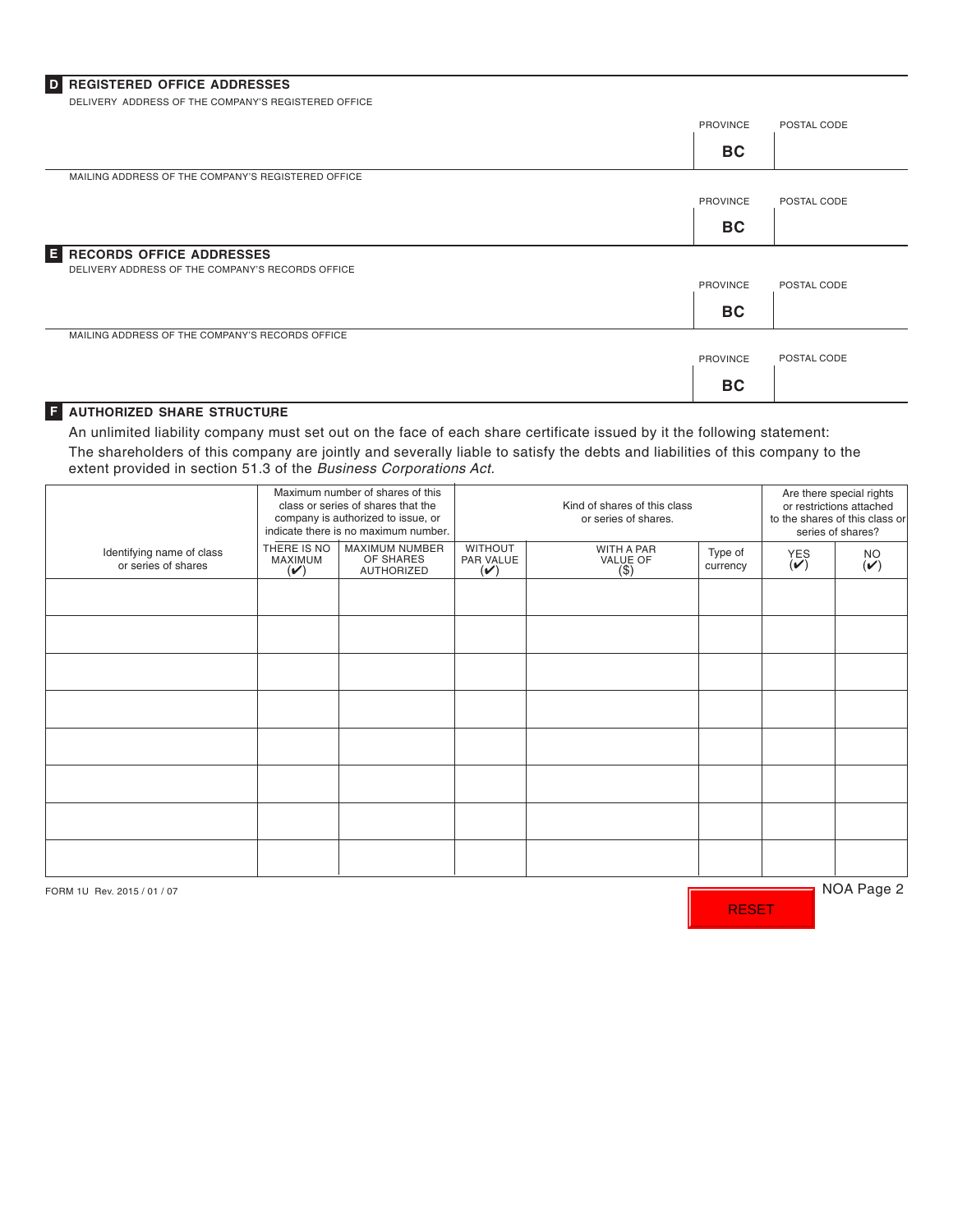## D REGISTERED OFFICE ADDRESSES

DELIVERY ADDRESS OF THE COMPANY'S REGISTERED OFFICE

| | PROVINCE | POSTAL CODE |
|---|---|---|
| | BC | |

MAILING ADDRESS OF THE COMPANY'S REGISTERED OFFICE

| | PROVINCE | POSTAL CODE |
|---|---|---|
| | BC | |

## E RECORDS OFFICE ADDRESSES

DELIVERY ADDRESS OF THE COMPANY'S RECORDS OFFICE

| | PROVINCE | POSTAL CODE |
|---|---|---|
| | BC | |

MAILING ADDRESS OF THE COMPANY'S RECORDS OFFICE

| | PROVINCE | POSTAL CODE |
|---|---|---|
| | BC | |

## F AUTHORIZED SHARE STRUCTURE

An unlimited liability company must set out on the face of each share certificate issued by it the following statement:
The shareholders of this company are jointly and severally liable to satisfy the debts and liabilities of this company to the extent provided in section 51.3 of the *Business Corporations Act.*

| | Maximum number of shares of this class or series of shares that the company is authorized to issue, or indicate there is no maximum number. | | Kind of shares of this class or series of shares. | | | Are there special rights or restrictions attached to the shares of this class or series of shares? | |
|---|---|---|---|---|---|---|---|
| Identifying name of class or series of shares | THERE IS NO MAXIMUM (✔) | MAXIMUM NUMBER OF SHARES AUTHORIZED | WITHOUT PAR VALUE (✔) | WITH A PAR VALUE OF ($) | Type of currency | YES (✔) | NO (✔) |
| | | | | | | | |
| | | | | | | | |
| | | | | | | | |
| | | | | | | | |
| | | | | | | | |
| | | | | | | | |
| | | | | | | | |
| | | | | | | | |

FORM 1U Rev. 2015 / 01 / 07

RESET

NOA Page 2